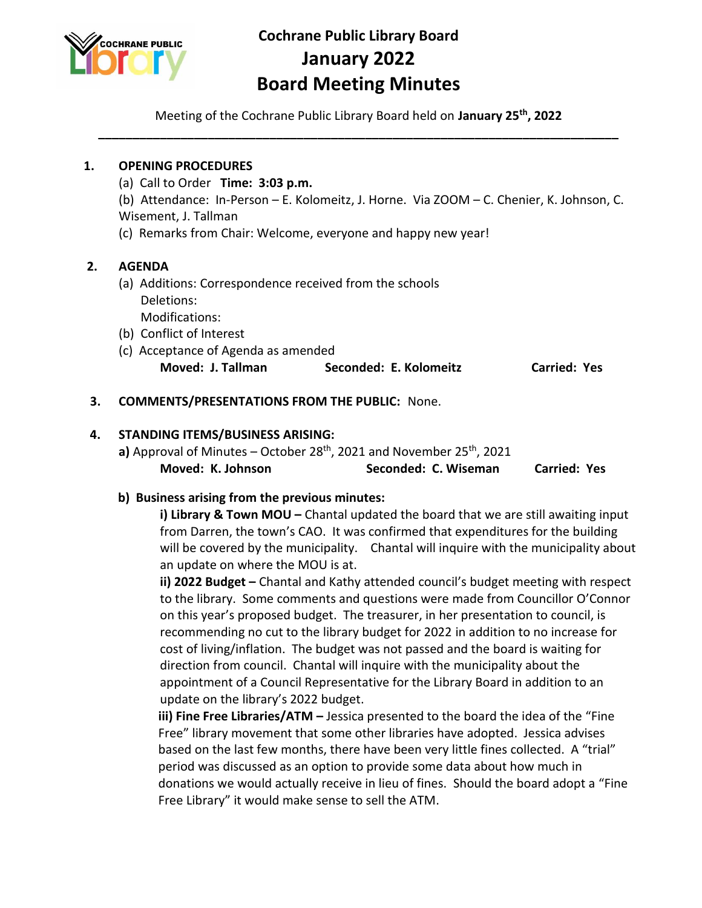# Cochrane Public Library Board
# January 2022
# Board Meeting Minutes

Meeting of the Cochrane Public Library Board held on **January 25th, 2022**

---

**1. OPENING PROCEDURES**

(a) Call to Order **Time: 3:03 p.m.**

(b) Attendance: In-Person – E. Kolomeitz, J. Horne. Via ZOOM – C. Chenier, K. Johnson, C. Wisement, J. Tallman

(c) Remarks from Chair: Welcome, everyone and happy new year!

**2. AGENDA**

(a) Additions: Correspondence received from the schools
Deletions:
Modifications:

(b) Conflict of Interest

(c) Acceptance of Agenda as amended

**Moved: J. Tallman** **Seconded: E. Kolomeitz** **Carried: Yes**

**3. COMMENTS/PRESENTATIONS FROM THE PUBLIC:** None.

**4. STANDING ITEMS/BUSINESS ARISING:**

**a)** Approval of Minutes – October 28th, 2021 and November 25th, 2021

**Moved: K. Johnson** **Seconded: C. Wiseman** **Carried: Yes**

**b) Business arising from the previous minutes:**

**i) Library & Town MOU –** Chantal updated the board that we are still awaiting input from Darren, the town's CAO. It was confirmed that expenditures for the building will be covered by the municipality. Chantal will inquire with the municipality about an update on where the MOU is at.

**ii) 2022 Budget –** Chantal and Kathy attended council's budget meeting with respect to the library. Some comments and questions were made from Councillor O'Connor on this year's proposed budget. The treasurer, in her presentation to council, is recommending no cut to the library budget for 2022 in addition to no increase for cost of living/inflation. The budget was not passed and the board is waiting for direction from council. Chantal will inquire with the municipality about the appointment of a Council Representative for the Library Board in addition to an update on the library's 2022 budget.

**iii) Fine Free Libraries/ATM –** Jessica presented to the board the idea of the "Fine Free" library movement that some other libraries have adopted. Jessica advises based on the last few months, there have been very little fines collected. A "trial" period was discussed as an option to provide some data about how much in donations we would actually receive in lieu of fines. Should the board adopt a "Fine Free Library" it would make sense to sell the ATM.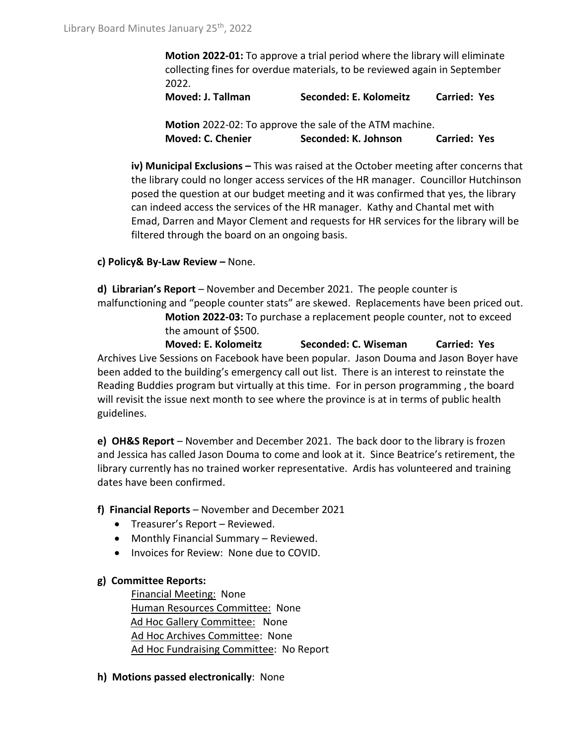**Motion 2022-01:** To approve a trial period where the library will eliminate collecting fines for overdue materials, to be reviewed again in September 2022.
**Moved: J. Tallman** **Seconded: E. Kolomeitz** **Carried: Yes**

**Motion** 2022-02: To approve the sale of the ATM machine.
**Moved: C. Chenier** **Seconded: K. Johnson** **Carried: Yes**

**iv) Municipal Exclusions –** This was raised at the October meeting after concerns that the library could no longer access services of the HR manager. Councillor Hutchinson posed the question at our budget meeting and it was confirmed that yes, the library can indeed access the services of the HR manager. Kathy and Chantal met with Emad, Darren and Mayor Clement and requests for HR services for the library will be filtered through the board on an ongoing basis.

**c) Policy& By-Law Review –** None.

**d) Librarian's Report** – November and December 2021. The people counter is malfunctioning and "people counter stats" are skewed. Replacements have been priced out.

**Motion 2022-03:** To purchase a replacement people counter, not to exceed the amount of $500.
**Moved: E. Kolomeitz** **Seconded: C. Wiseman** **Carried: Yes**

Archives Live Sessions on Facebook have been popular. Jason Douma and Jason Boyer have been added to the building's emergency call out list. There is an interest to reinstate the Reading Buddies program but virtually at this time. For in person programming , the board will revisit the issue next month to see where the province is at in terms of public health guidelines.

**e) OH&S Report** – November and December 2021. The back door to the library is frozen and Jessica has called Jason Douma to come and look at it. Since Beatrice's retirement, the library currently has no trained worker representative. Ardis has volunteered and training dates have been confirmed.

**f) Financial Reports** – November and December 2021

- Treasurer's Report – Reviewed.
- Monthly Financial Summary – Reviewed.
- Invoices for Review: None due to COVID.

**g) Committee Reports:**

Financial Meeting: None
Human Resources Committee: None
Ad Hoc Gallery Committee: None
Ad Hoc Archives Committee: None
Ad Hoc Fundraising Committee: No Report

**h) Motions passed electronically**: None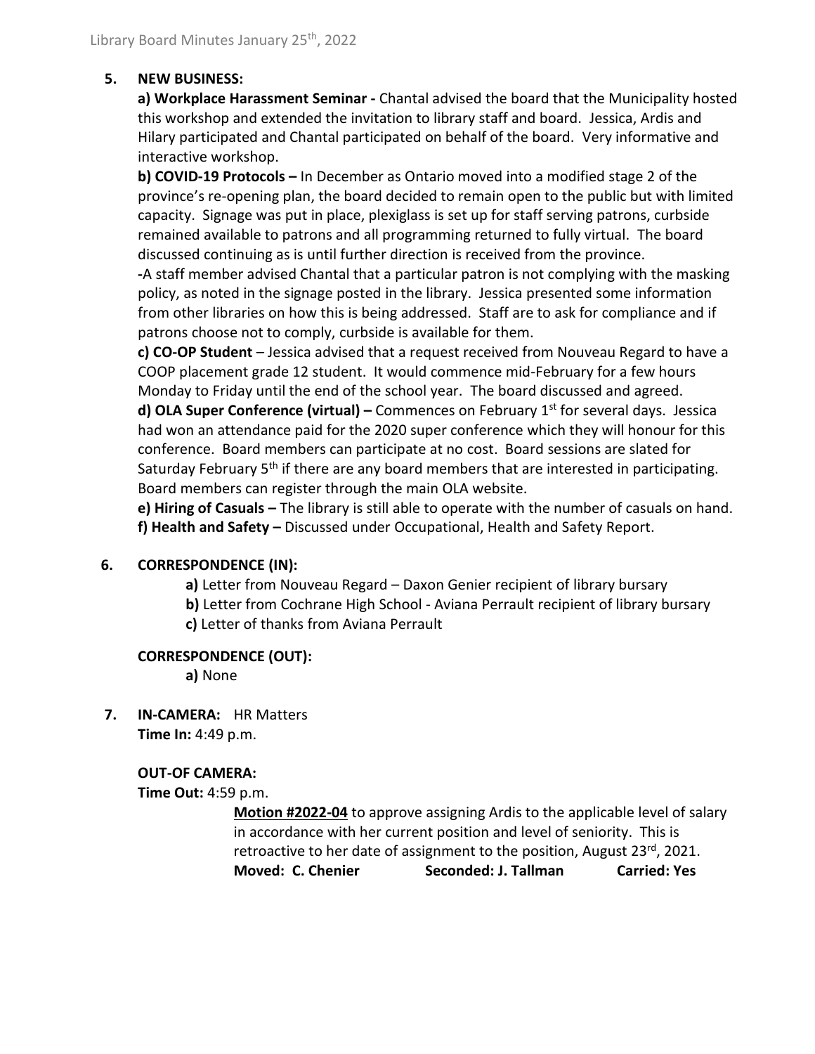## 5. NEW BUSINESS:

**a) Workplace Harassment Seminar -** Chantal advised the board that the Municipality hosted this workshop and extended the invitation to library staff and board. Jessica, Ardis and Hilary participated and Chantal participated on behalf of the board. Very informative and interactive workshop.

**b) COVID-19 Protocols –** In December as Ontario moved into a modified stage 2 of the province's re-opening plan, the board decided to remain open to the public but with limited capacity. Signage was put in place, plexiglass is set up for staff serving patrons, curbside remained available to patrons and all programming returned to fully virtual. The board discussed continuing as is until further direction is received from the province.

**-**A staff member advised Chantal that a particular patron is not complying with the masking policy, as noted in the signage posted in the library. Jessica presented some information from other libraries on how this is being addressed. Staff are to ask for compliance and if patrons choose not to comply, curbside is available for them.

**c) CO-OP Student** – Jessica advised that a request received from Nouveau Regard to have a COOP placement grade 12 student. It would commence mid-February for a few hours Monday to Friday until the end of the school year. The board discussed and agreed.

**d) OLA Super Conference (virtual) –** Commences on February 1st for several days. Jessica had won an attendance paid for the 2020 super conference which they will honour for this conference. Board members can participate at no cost. Board sessions are slated for Saturday February 5th if there are any board members that are interested in participating. Board members can register through the main OLA website.

**e) Hiring of Casuals –** The library is still able to operate with the number of casuals on hand.

**f) Health and Safety –** Discussed under Occupational, Health and Safety Report.

## 6. CORRESPONDENCE (IN):

**a)** Letter from Nouveau Regard – Daxon Genier recipient of library bursary
**b)** Letter from Cochrane High School - Aviana Perrault recipient of library bursary
**c)** Letter of thanks from Aviana Perrault

**CORRESPONDENCE (OUT):**

**a)** None

## 7. IN-CAMERA: HR Matters

**Time In:** 4:49 p.m.

**OUT-OF CAMERA:**

**Time Out:** 4:59 p.m.

**Motion #2022-04** to approve assigning Ardis to the applicable level of salary in accordance with her current position and level of seniority. This is retroactive to her date of assignment to the position, August 23rd, 2021.
**Moved: C. Chenier** **Seconded: J. Tallman** **Carried: Yes**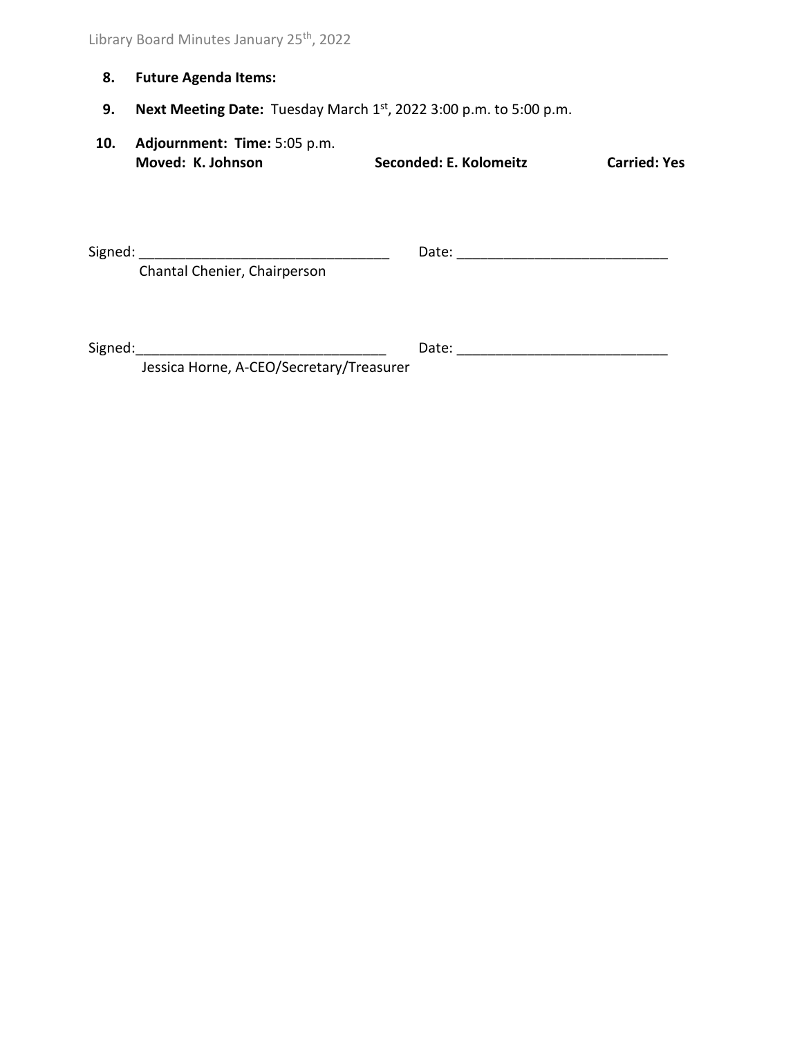**8. Future Agenda Items:**

**9. Next Meeting Date:** Tuesday March 1st, 2022 3:00 p.m. to 5:00 p.m.

**10. Adjournment: Time:** 5:05 p.m.
**Moved: K. Johnson** **Seconded: E. Kolomeitz** **Carried: Yes**

Signed: ________________________________ Date: ___________________________
Chantal Chenier, Chairperson

Signed:________________________________ Date: ___________________________
Jessica Horne, A-CEO/Secretary/Treasurer